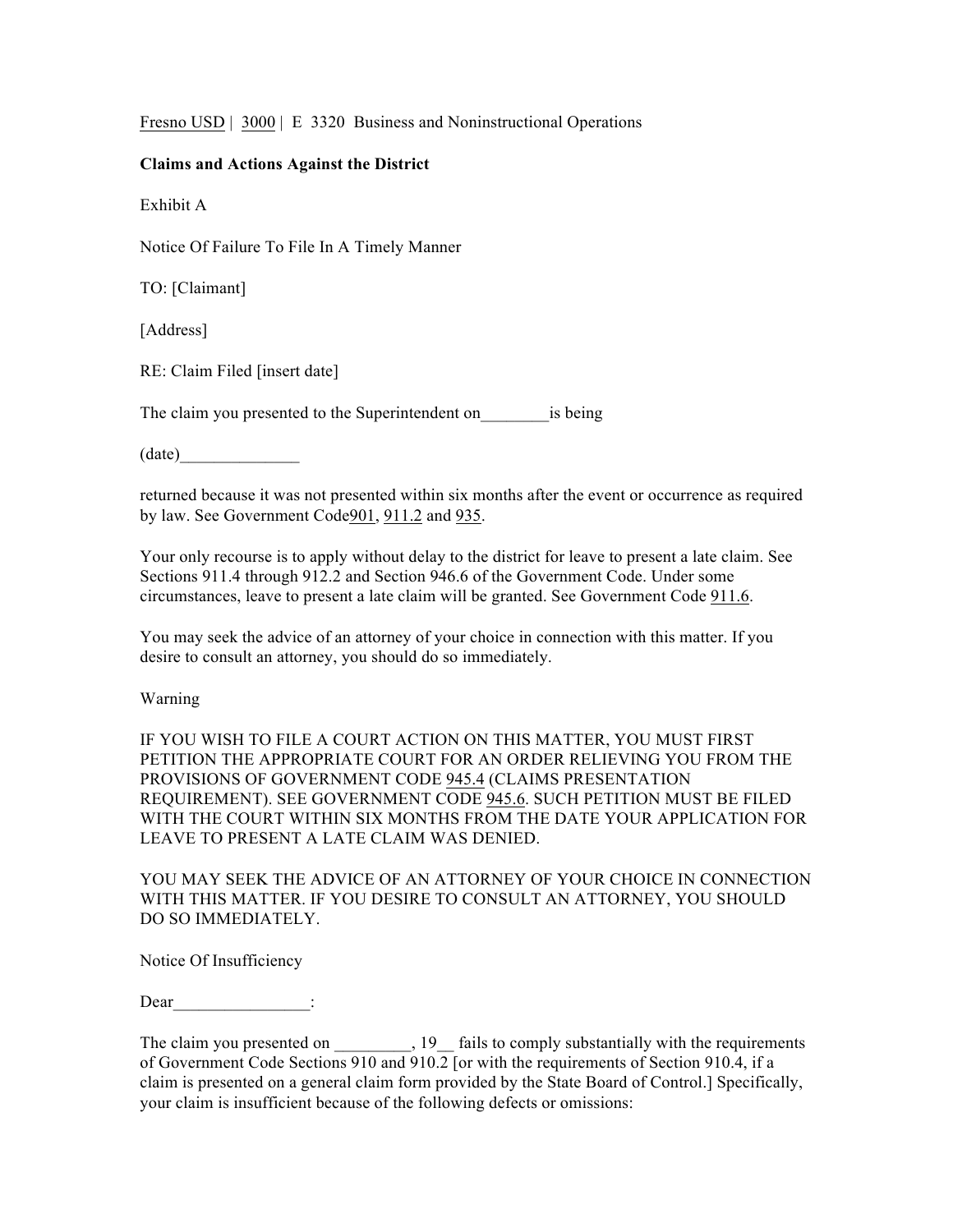Fresno USD | 3000 | E 3320 Business and Noninstructional Operations

**Claims and Actions Against the District**

Exhibit A

Notice Of Failure To File In A Timely Manner

TO: [Claimant]

[Address]

RE: Claim Filed [insert date]

The claim you presented to the Superintendent on________is being

(date)______________

returned because it was not presented within six months after the event or occurrence as required by law. See Government Code901, 911.2 and 935.

Your only recourse is to apply without delay to the district for leave to present a late claim. See Sections 911.4 through 912.2 and Section 946.6 of the Government Code. Under some circumstances, leave to present a late claim will be granted. See Government Code 911.6.

You may seek the advice of an attorney of your choice in connection with this matter. If you desire to consult an attorney, you should do so immediately.

Warning

IF YOU WISH TO FILE A COURT ACTION ON THIS MATTER, YOU MUST FIRST PETITION THE APPROPRIATE COURT FOR AN ORDER RELIEVING YOU FROM THE PROVISIONS OF GOVERNMENT CODE 945.4 (CLAIMS PRESENTATION REQUIREMENT). SEE GOVERNMENT CODE 945.6. SUCH PETITION MUST BE FILED WITH THE COURT WITHIN SIX MONTHS FROM THE DATE YOUR APPLICATION FOR LEAVE TO PRESENT A LATE CLAIM WAS DENIED.

YOU MAY SEEK THE ADVICE OF AN ATTORNEY OF YOUR CHOICE IN CONNECTION WITH THIS MATTER. IF YOU DESIRE TO CONSULT AN ATTORNEY, YOU SHOULD DO SO IMMEDIATELY.

Notice Of Insufficiency

Dear________________:

The claim you presented on _________, 19__ fails to comply substantially with the requirements of Government Code Sections 910 and 910.2 [or with the requirements of Section 910.4, if a claim is presented on a general claim form provided by the State Board of Control.] Specifically, your claim is insufficient because of the following defects or omissions: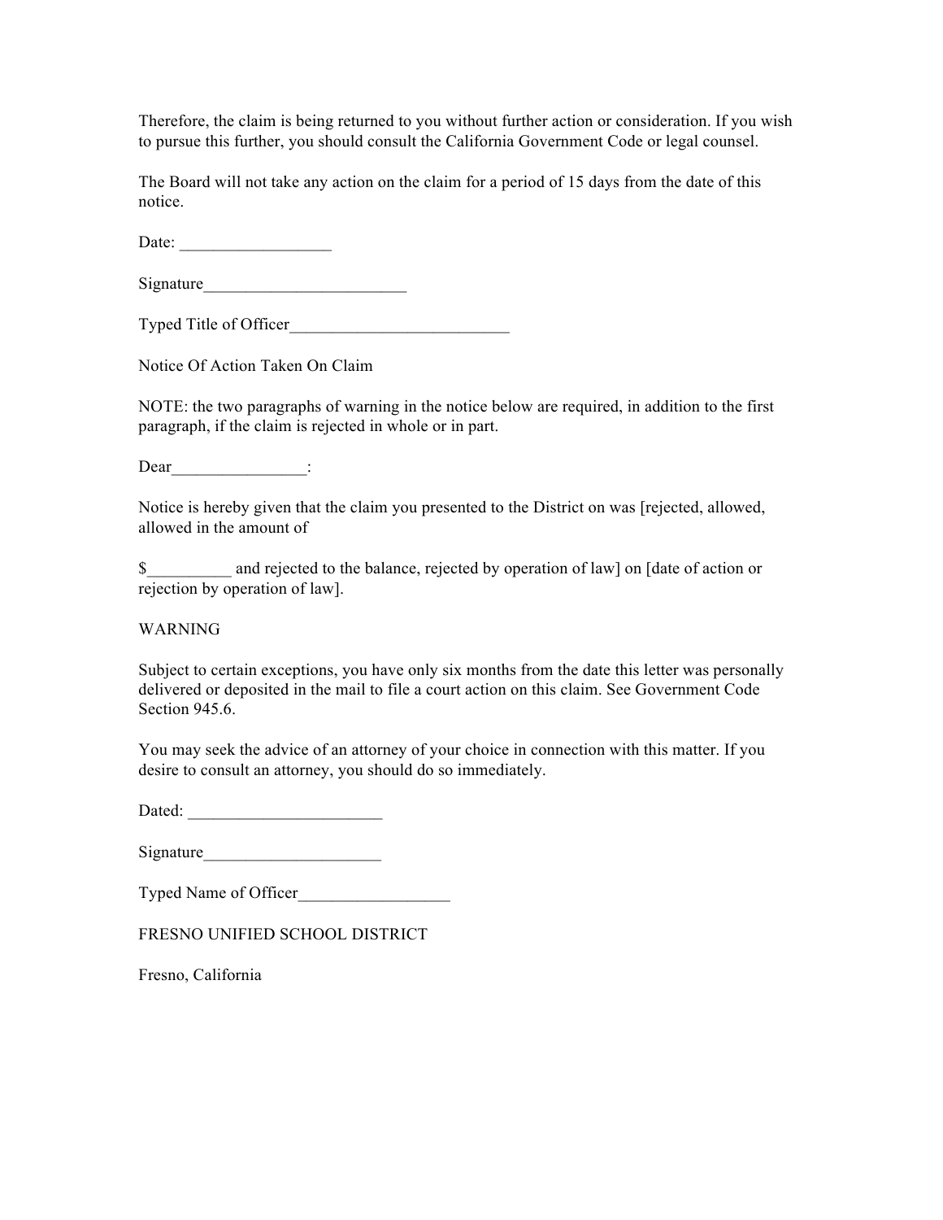Therefore, the claim is being returned to you without further action or consideration. If you wish to pursue this further, you should consult the California Government Code or legal counsel.

The Board will not take any action on the claim for a period of 15 days from the date of this notice.

Date: __________________

Signature________________________

Typed Title of Officer__________________________

Notice Of Action Taken On Claim

NOTE: the two paragraphs of warning in the notice below are required, in addition to the first paragraph, if the claim is rejected in whole or in part.

Dear________________:

Notice is hereby given that the claim you presented to the District on was [rejected, allowed, allowed in the amount of

$__________ and rejected to the balance, rejected by operation of law] on [date of action or rejection by operation of law].

WARNING

Subject to certain exceptions, you have only six months from the date this letter was personally delivered or deposited in the mail to file a court action on this claim. See Government Code Section 945.6.

You may seek the advice of an attorney of your choice in connection with this matter. If you desire to consult an attorney, you should do so immediately.

Dated: _______________________

Signature_____________________

Typed Name of Officer__________________

FRESNO UNIFIED SCHOOL DISTRICT

Fresno, California